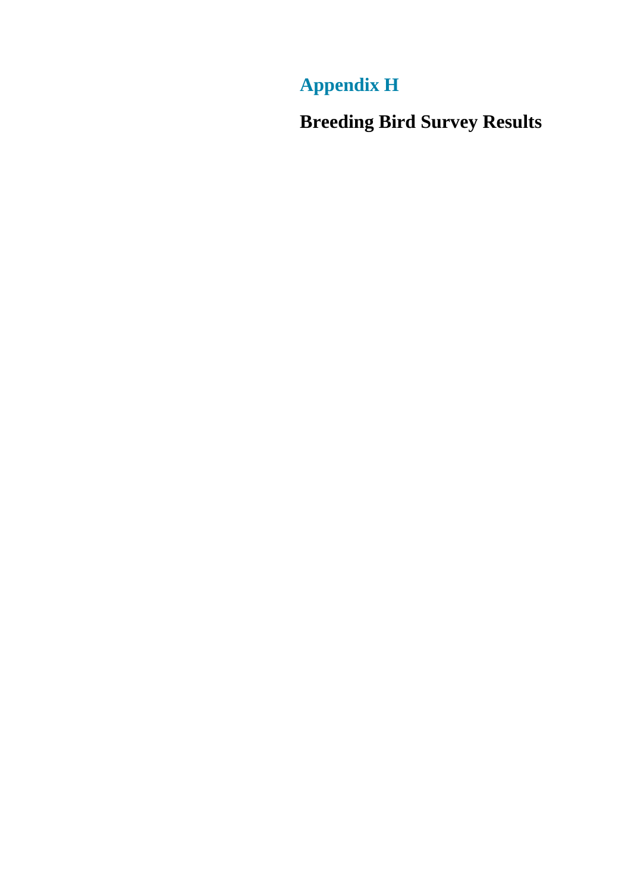# Appendix H

## Breeding Bird Survey Results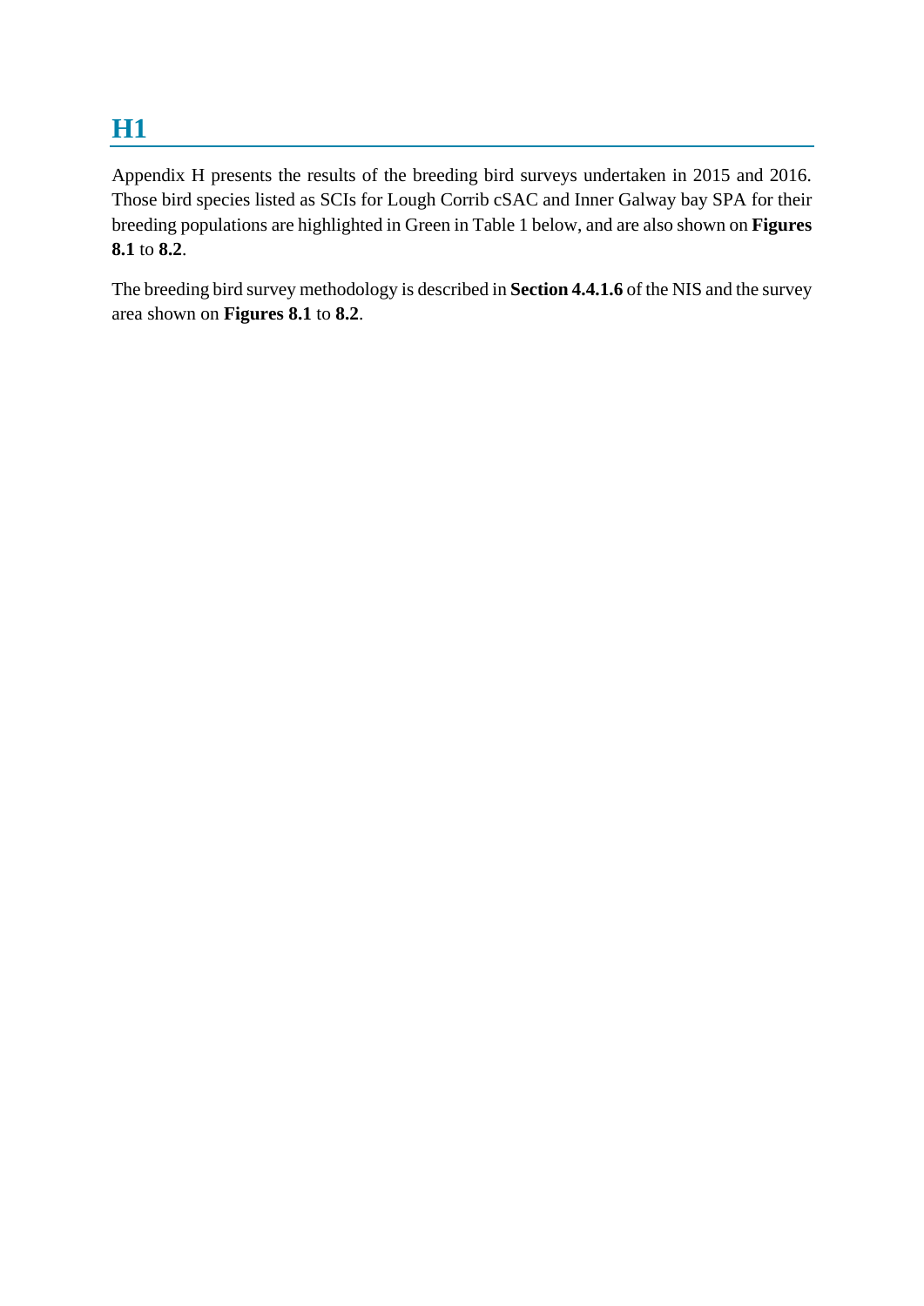# H1

Appendix H presents the results of the breeding bird surveys undertaken in 2015 and 2016. Those bird species listed as SCIs for Lough Corrib cSAC and Inner Galway bay SPA for their breeding populations are highlighted in Green in Table 1 below, and are also shown on **Figures 8.1** to **8.2**.

The breeding bird survey methodology is described in **Section 4.4.1.6** of the NIS and the survey area shown on **Figures 8.1** to **8.2**.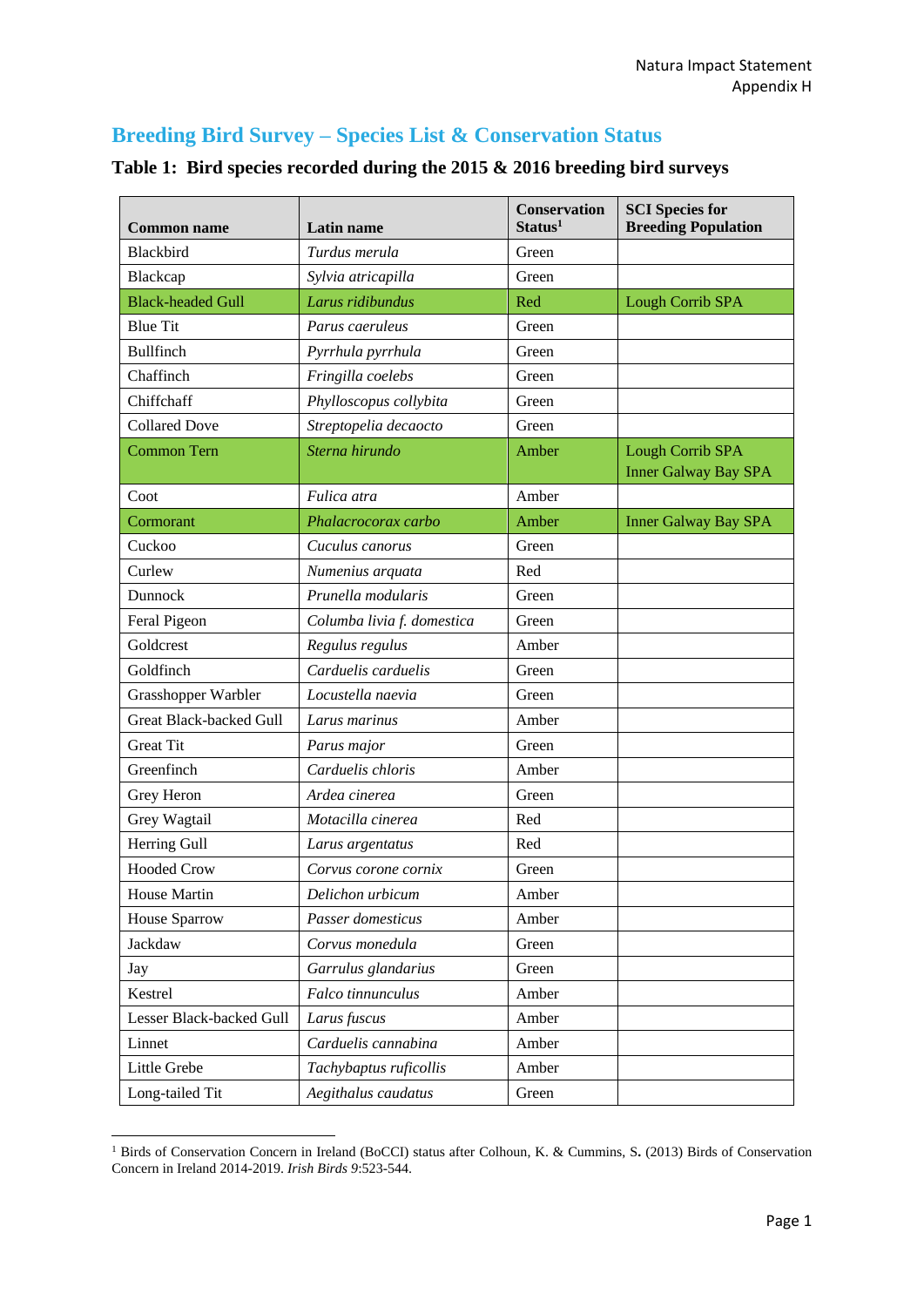## Breeding Bird Survey – Species List & Conservation Status

### Table 1: Bird species recorded during the 2015 & 2016 breeding bird surveys

| Common name | Latin name | Conservation Status[1] | SCI Species for Breeding Population |
|---|---|---|---|
| Blackbird | *Turdus merula* | Green | |
| Blackcap | *Sylvia atricapilla* | Green | |
| Black-headed Gull | *Larus ridibundus* | Red | Lough Corrib SPA |
| Blue Tit | *Parus caeruleus* | Green | |
| Bullfinch | *Pyrrhula pyrrhula* | Green | |
| Chaffinch | *Fringilla coelebs* | Green | |
| Chiffchaff | *Phylloscopus collybita* | Green | |
| Collared Dove | *Streptopelia decaocto* | Green | |
| Common Tern | *Sterna hirundo* | Amber | Lough Corrib SPA<br>Inner Galway Bay SPA |
| Coot | *Fulica atra* | Amber | |
| Cormorant | *Phalacrocorax carbo* | Amber | Inner Galway Bay SPA |
| Cuckoo | *Cuculus canorus* | Green | |
| Curlew | *Numenius arquata* | Red | |
| Dunnock | *Prunella modularis* | Green | |
| Feral Pigeon | *Columba livia f. domestica* | Green | |
| Goldcrest | *Regulus regulus* | Amber | |
| Goldfinch | *Carduelis carduelis* | Green | |
| Grasshopper Warbler | *Locustella naevia* | Green | |
| Great Black-backed Gull | *Larus marinus* | Amber | |
| Great Tit | *Parus major* | Green | |
| Greenfinch | *Carduelis chloris* | Amber | |
| Grey Heron | *Ardea cinerea* | Green | |
| Grey Wagtail | *Motacilla cinerea* | Red | |
| Herring Gull | *Larus argentatus* | Red | |
| Hooded Crow | *Corvus corone cornix* | Green | |
| House Martin | *Delichon urbicum* | Amber | |
| House Sparrow | *Passer domesticus* | Amber | |
| Jackdaw | *Corvus monedula* | Green | |
| Jay | *Garrulus glandarius* | Green | |
| Kestrel | *Falco tinnunculus* | Amber | |
| Lesser Black-backed Gull | *Larus fuscus* | Amber | |
| Linnet | *Carduelis cannabina* | Amber | |
| Little Grebe | *Tachybaptus ruficollis* | Amber | |
| Long-tailed Tit | *Aegithalus caudatus* | Green | |

[1] Birds of Conservation Concern in Ireland (BoCCI) status after Colhoun, K. & Cummins, S. (2013) Birds of Conservation Concern in Ireland 2014-2019. *Irish Birds* 9:523-544.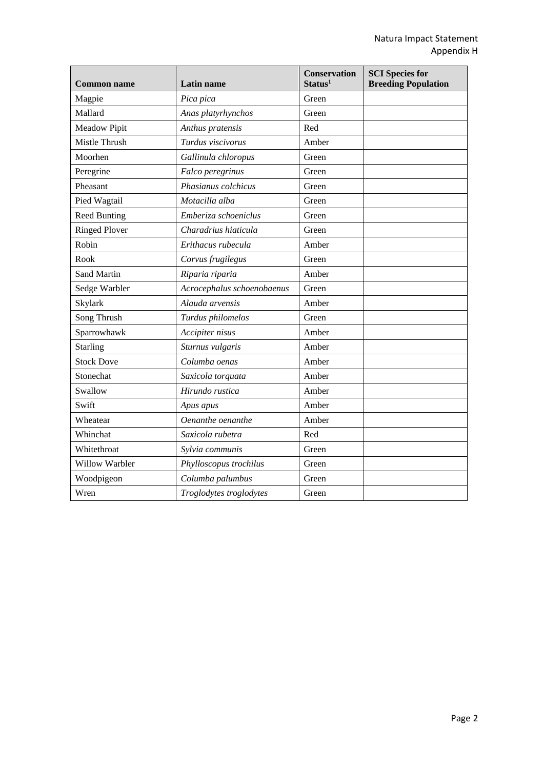| Common name | Latin name | Conservation Status[1] | SCI Species for Breeding Population |
|---|---|---|---|
| Magpie | *Pica pica* | Green | |
| Mallard | *Anas platyrhynchos* | Green | |
| Meadow Pipit | *Anthus pratensis* | Red | |
| Mistle Thrush | *Turdus viscivorus* | Amber | |
| Moorhen | *Gallinula chloropus* | Green | |
| Peregrine | *Falco peregrinus* | Green | |
| Pheasant | *Phasianus colchicus* | Green | |
| Pied Wagtail | *Motacilla alba* | Green | |
| Reed Bunting | *Emberiza schoeniclus* | Green | |
| Ringed Plover | *Charadrius hiaticula* | Green | |
| Robin | *Erithacus rubecula* | Amber | |
| Rook | *Corvus frugilegus* | Green | |
| Sand Martin | *Riparia riparia* | Amber | |
| Sedge Warbler | *Acrocephalus schoenobaenus* | Green | |
| Skylark | *Alauda arvensis* | Amber | |
| Song Thrush | *Turdus philomelos* | Green | |
| Sparrowhawk | *Accipiter nisus* | Amber | |
| Starling | *Sturnus vulgaris* | Amber | |
| Stock Dove | *Columba oenas* | Amber | |
| Stonechat | *Saxicola torquata* | Amber | |
| Swallow | *Hirundo rustica* | Amber | |
| Swift | *Apus apus* | Amber | |
| Wheatear | *Oenanthe oenanthe* | Amber | |
| Whinchat | *Saxicola rubetra* | Red | |
| Whitethroat | *Sylvia communis* | Green | |
| Willow Warbler | *Phylloscopus trochilus* | Green | |
| Woodpigeon | *Columba palumbus* | Green | |
| Wren | *Troglodytes troglodytes* | Green | |